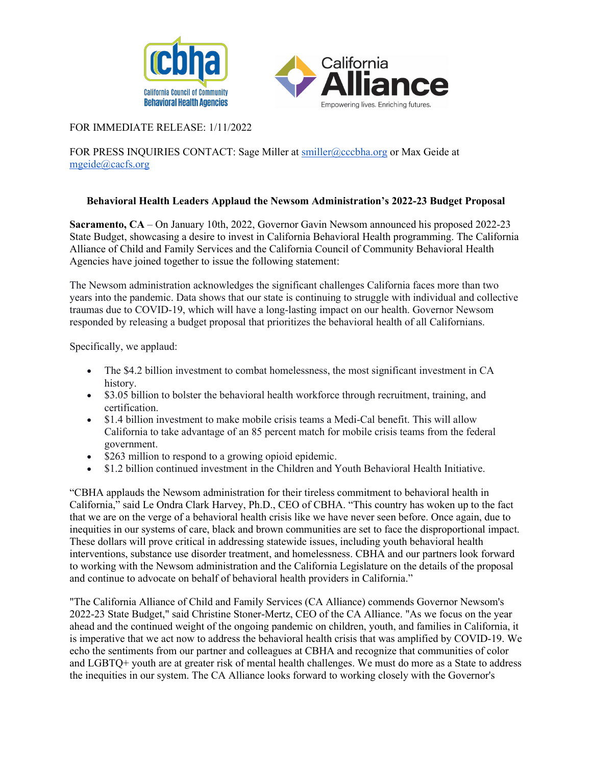FOR IMMEDIATE RELEASE: 1/11/2022

FOR PRESS INQUIRIES CONTACT: Sage Miller at smiller@cccbha.org or Max Geide at mgeide@cacfs.org

**Behavioral Health Leaders Applaud the Newsom Administration's 2022-23 Budget Proposal**

**Sacramento, CA** – On January 10th, 2022, Governor Gavin Newsom announced his proposed 2022-23 State Budget, showcasing a desire to invest in California Behavioral Health programming. The California Alliance of Child and Family Services and the California Council of Community Behavioral Health Agencies have joined together to issue the following statement:

The Newsom administration acknowledges the significant challenges California faces more than two years into the pandemic. Data shows that our state is continuing to struggle with individual and collective traumas due to COVID-19, which will have a long-lasting impact on our health. Governor Newsom responded by releasing a budget proposal that prioritizes the behavioral health of all Californians.

Specifically, we applaud:

- The $4.2 billion investment to combat homelessness, the most significant investment in CA history.
- $3.05 billion to bolster the behavioral health workforce through recruitment, training, and certification.
- $1.4 billion investment to make mobile crisis teams a Medi-Cal benefit. This will allow California to take advantage of an 85 percent match for mobile crisis teams from the federal government.
- $263 million to respond to a growing opioid epidemic.
- $1.2 billion continued investment in the Children and Youth Behavioral Health Initiative.

"CBHA applauds the Newsom administration for their tireless commitment to behavioral health in California," said Le Ondra Clark Harvey, Ph.D., CEO of CBHA. "This country has woken up to the fact that we are on the verge of a behavioral health crisis like we have never seen before. Once again, due to inequities in our systems of care, black and brown communities are set to face the disproportional impact. These dollars will prove critical in addressing statewide issues, including youth behavioral health interventions, substance use disorder treatment, and homelessness. CBHA and our partners look forward to working with the Newsom administration and the California Legislature on the details of the proposal and continue to advocate on behalf of behavioral health providers in California."

"The California Alliance of Child and Family Services (CA Alliance) commends Governor Newsom's 2022-23 State Budget," said Christine Stoner-Mertz, CEO of the CA Alliance. "As we focus on the year ahead and the continued weight of the ongoing pandemic on children, youth, and families in California, it is imperative that we act now to address the behavioral health crisis that was amplified by COVID-19. We echo the sentiments from our partner and colleagues at CBHA and recognize that communities of color and LGBTQ+ youth are at greater risk of mental health challenges. We must do more as a State to address the inequities in our system. The CA Alliance looks forward to working closely with the Governor's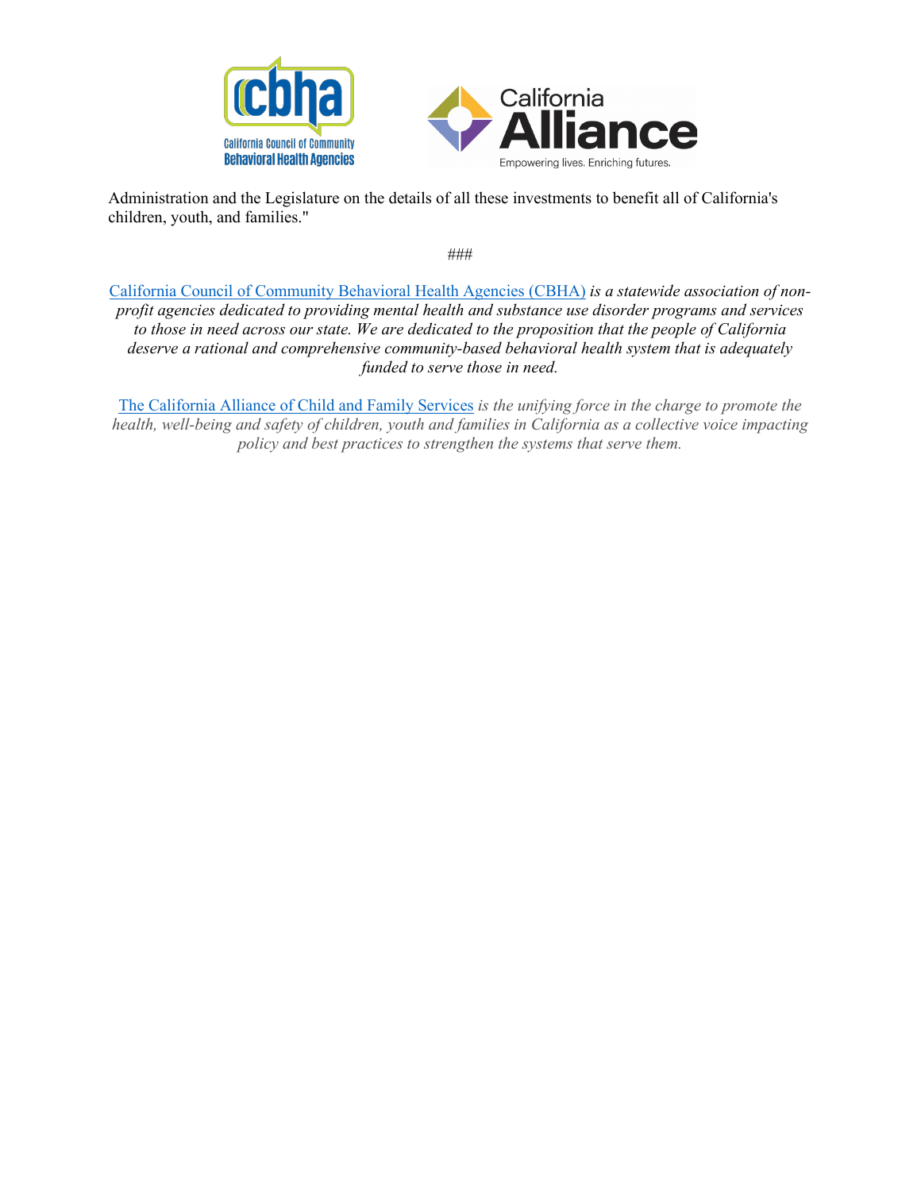Administration and the Legislature on the details of all these investments to benefit all of California's children, youth, and families."

###

California Council of Community Behavioral Health Agencies (CBHA) *is a statewide association of non-profit agencies dedicated to providing mental health and substance use disorder programs and services to those in need across our state. We are dedicated to the proposition that the people of California deserve a rational and comprehensive community-based behavioral health system that is adequately funded to serve those in need.*

The California Alliance of Child and Family Services *is the unifying force in the charge to promote the health, well-being and safety of children, youth and families in California as a collective voice impacting policy and best practices to strengthen the systems that serve them.*